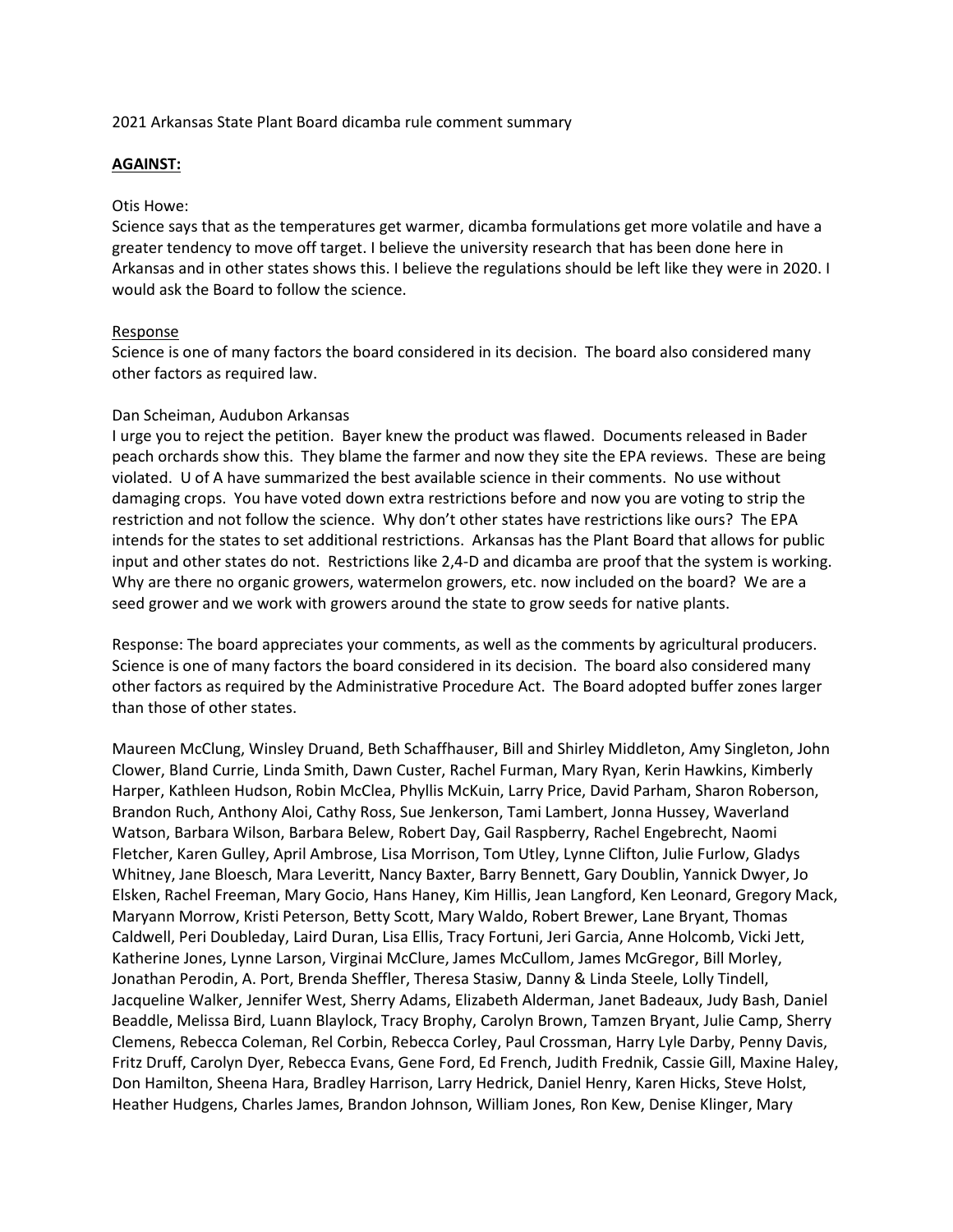2021 Arkansas State Plant Board dicamba rule comment summary

**AGAINST:**

Otis Howe:
Science says that as the temperatures get warmer, dicamba formulations get more volatile and have a greater tendency to move off target. I believe the university research that has been done here in Arkansas and in other states shows this. I believe the regulations should be left like they were in 2020. I would ask the Board to follow the science.

Response
Science is one of many factors the board considered in its decision. The board also considered many other factors as required law.

Dan Scheiman, Audubon Arkansas
I urge you to reject the petition. Bayer knew the product was flawed. Documents released in Bader peach orchards show this. They blame the farmer and now they site the EPA reviews. These are being violated. U of A have summarized the best available science in their comments. No use without damaging crops. You have voted down extra restrictions before and now you are voting to strip the restriction and not follow the science. Why don't other states have restrictions like ours? The EPA intends for the states to set additional restrictions. Arkansas has the Plant Board that allows for public input and other states do not. Restrictions like 2,4-D and dicamba are proof that the system is working. Why are there no organic growers, watermelon growers, etc. now included on the board? We are a seed grower and we work with growers around the state to grow seeds for native plants.

Response: The board appreciates your comments, as well as the comments by agricultural producers. Science is one of many factors the board considered in its decision. The board also considered many other factors as required by the Administrative Procedure Act. The Board adopted buffer zones larger than those of other states.

Maureen McClung, Winsley Druand, Beth Schaffhauser, Bill and Shirley Middleton, Amy Singleton, John Clower, Bland Currie, Linda Smith, Dawn Custer, Rachel Furman, Mary Ryan, Kerin Hawkins, Kimberly Harper, Kathleen Hudson, Robin McClea, Phyllis McKuin, Larry Price, David Parham, Sharon Roberson, Brandon Ruch, Anthony Aloi, Cathy Ross, Sue Jenkerson, Tami Lambert, Jonna Hussey, Waverland Watson, Barbara Wilson, Barbara Belew, Robert Day, Gail Raspberry, Rachel Engebrecht, Naomi Fletcher, Karen Gulley, April Ambrose, Lisa Morrison, Tom Utley, Lynne Clifton, Julie Furlow, Gladys Whitney, Jane Bloesch, Mara Leveritt, Nancy Baxter, Barry Bennett, Gary Doublin, Yannick Dwyer, Jo Elsken, Rachel Freeman, Mary Gocio, Hans Haney, Kim Hillis, Jean Langford, Ken Leonard, Gregory Mack, Maryann Morrow, Kristi Peterson, Betty Scott, Mary Waldo, Robert Brewer, Lane Bryant, Thomas Caldwell, Peri Doubleday, Laird Duran, Lisa Ellis, Tracy Fortuni, Jeri Garcia, Anne Holcomb, Vicki Jett, Katherine Jones, Lynne Larson, Virginai McClure, James McCullom, James McGregor, Bill Morley, Jonathan Perodin, A. Port, Brenda Sheffler, Theresa Stasiw, Danny & Linda Steele, Lolly Tindell, Jacqueline Walker, Jennifer West, Sherry Adams, Elizabeth Alderman, Janet Badeaux, Judy Bash, Daniel Beaddle, Melissa Bird, Luann Blaylock, Tracy Brophy, Carolyn Brown, Tamzen Bryant, Julie Camp, Sherry Clemens, Rebecca Coleman, Rel Corbin, Rebecca Corley, Paul Crossman, Harry Lyle Darby, Penny Davis, Fritz Druff, Carolyn Dyer, Rebecca Evans, Gene Ford, Ed French, Judith Frednik, Cassie Gill, Maxine Haley, Don Hamilton, Sheena Hara, Bradley Harrison, Larry Hedrick, Daniel Henry, Karen Hicks, Steve Holst, Heather Hudgens, Charles James, Brandon Johnson, William Jones, Ron Kew, Denise Klinger, Mary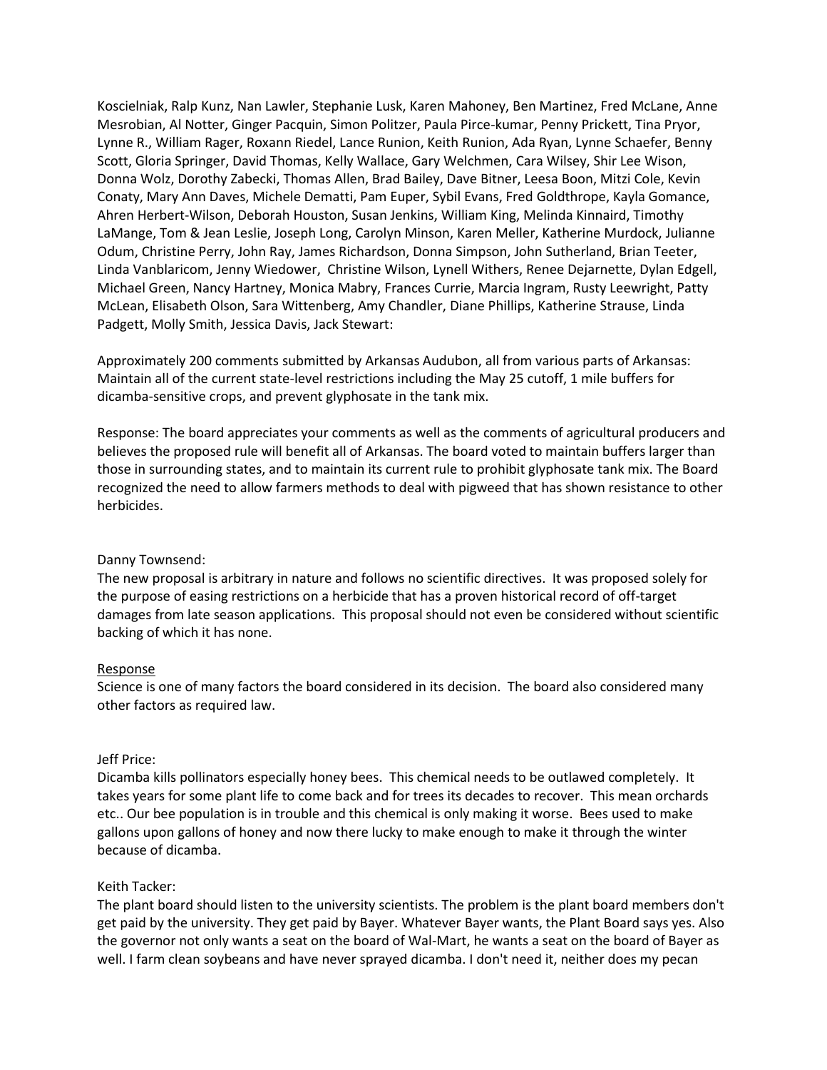Koscielniak, Ralp Kunz, Nan Lawler, Stephanie Lusk, Karen Mahoney, Ben Martinez, Fred McLane, Anne Mesrobian, Al Notter, Ginger Pacquin, Simon Politzer, Paula Pirce-kumar, Penny Prickett, Tina Pryor, Lynne R., William Rager, Roxann Riedel, Lance Runion, Keith Runion, Ada Ryan, Lynne Schaefer, Benny Scott, Gloria Springer, David Thomas, Kelly Wallace, Gary Welchmen, Cara Wilsey, Shir Lee Wison, Donna Wolz, Dorothy Zabecki, Thomas Allen, Brad Bailey, Dave Bitner, Leesa Boon, Mitzi Cole, Kevin Conaty, Mary Ann Daves, Michele Dematti, Pam Euper, Sybil Evans, Fred Goldthrope, Kayla Gomance, Ahren Herbert-Wilson, Deborah Houston, Susan Jenkins, William King, Melinda Kinnaird, Timothy LaMange, Tom & Jean Leslie, Joseph Long, Carolyn Minson, Karen Meller, Katherine Murdock, Julianne Odum, Christine Perry, John Ray, James Richardson, Donna Simpson, John Sutherland, Brian Teeter, Linda Vanblaricom, Jenny Wiedower, Christine Wilson, Lynell Withers, Renee Dejarnette, Dylan Edgell, Michael Green, Nancy Hartney, Monica Mabry, Frances Currie, Marcia Ingram, Rusty Leewright, Patty McLean, Elisabeth Olson, Sara Wittenberg, Amy Chandler, Diane Phillips, Katherine Strause, Linda Padgett, Molly Smith, Jessica Davis, Jack Stewart:

Approximately 200 comments submitted by Arkansas Audubon, all from various parts of Arkansas: Maintain all of the current state-level restrictions including the May 25 cutoff, 1 mile buffers for dicamba-sensitive crops, and prevent glyphosate in the tank mix.

Response: The board appreciates your comments as well as the comments of agricultural producers and believes the proposed rule will benefit all of Arkansas. The board voted to maintain buffers larger than those in surrounding states, and to maintain its current rule to prohibit glyphosate tank mix. The Board recognized the need to allow farmers methods to deal with pigweed that has shown resistance to other herbicides.

Danny Townsend:
The new proposal is arbitrary in nature and follows no scientific directives. It was proposed solely for the purpose of easing restrictions on a herbicide that has a proven historical record of off-target damages from late season applications. This proposal should not even be considered without scientific backing of which it has none.

Response
Science is one of many factors the board considered in its decision. The board also considered many other factors as required law.

Jeff Price:
Dicamba kills pollinators especially honey bees. This chemical needs to be outlawed completely. It takes years for some plant life to come back and for trees its decades to recover. This mean orchards etc.. Our bee population is in trouble and this chemical is only making it worse. Bees used to make gallons upon gallons of honey and now there lucky to make enough to make it through the winter because of dicamba.

Keith Tacker:
The plant board should listen to the university scientists. The problem is the plant board members don't get paid by the university. They get paid by Bayer. Whatever Bayer wants, the Plant Board says yes. Also the governor not only wants a seat on the board of Wal-Mart, he wants a seat on the board of Bayer as well. I farm clean soybeans and have never sprayed dicamba. I don't need it, neither does my pecan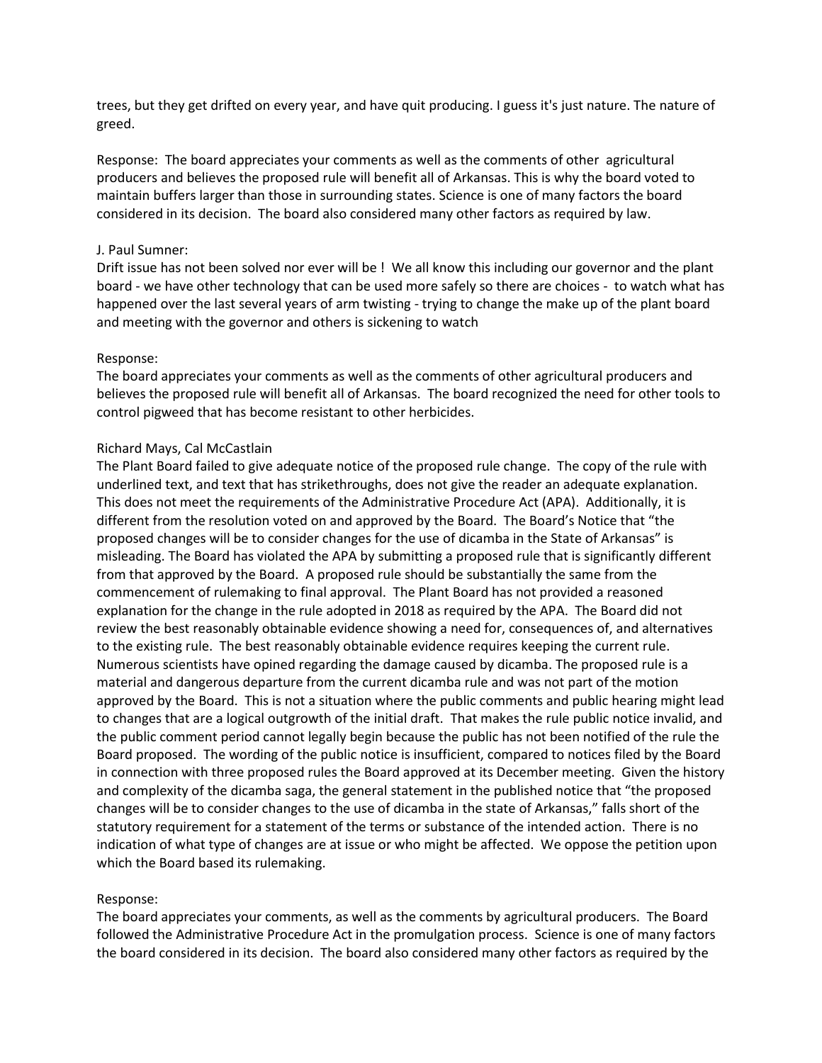trees, but they get drifted on every year, and have quit producing. I guess it's just nature. The nature of greed.

Response: The board appreciates your comments as well as the comments of other agricultural producers and believes the proposed rule will benefit all of Arkansas. This is why the board voted to maintain buffers larger than those in surrounding states. Science is one of many factors the board considered in its decision. The board also considered many other factors as required by law.

J. Paul Sumner:
Drift issue has not been solved nor ever will be ! We all know this including our governor and the plant board - we have other technology that can be used more safely so there are choices - to watch what has happened over the last several years of arm twisting - trying to change the make up of the plant board and meeting with the governor and others is sickening to watch

Response:
The board appreciates your comments as well as the comments of other agricultural producers and believes the proposed rule will benefit all of Arkansas. The board recognized the need for other tools to control pigweed that has become resistant to other herbicides.

Richard Mays, Cal McCastlain
The Plant Board failed to give adequate notice of the proposed rule change. The copy of the rule with underlined text, and text that has strikethroughs, does not give the reader an adequate explanation. This does not meet the requirements of the Administrative Procedure Act (APA). Additionally, it is different from the resolution voted on and approved by the Board. The Board's Notice that "the proposed changes will be to consider changes for the use of dicamba in the State of Arkansas" is misleading. The Board has violated the APA by submitting a proposed rule that is significantly different from that approved by the Board. A proposed rule should be substantially the same from the commencement of rulemaking to final approval. The Plant Board has not provided a reasoned explanation for the change in the rule adopted in 2018 as required by the APA. The Board did not review the best reasonably obtainable evidence showing a need for, consequences of, and alternatives to the existing rule. The best reasonably obtainable evidence requires keeping the current rule. Numerous scientists have opined regarding the damage caused by dicamba. The proposed rule is a material and dangerous departure from the current dicamba rule and was not part of the motion approved by the Board. This is not a situation where the public comments and public hearing might lead to changes that are a logical outgrowth of the initial draft. That makes the rule public notice invalid, and the public comment period cannot legally begin because the public has not been notified of the rule the Board proposed. The wording of the public notice is insufficient, compared to notices filed by the Board in connection with three proposed rules the Board approved at its December meeting. Given the history and complexity of the dicamba saga, the general statement in the published notice that "the proposed changes will be to consider changes to the use of dicamba in the state of Arkansas," falls short of the statutory requirement for a statement of the terms or substance of the intended action. There is no indication of what type of changes are at issue or who might be affected. We oppose the petition upon which the Board based its rulemaking.

Response:
The board appreciates your comments, as well as the comments by agricultural producers. The Board followed the Administrative Procedure Act in the promulgation process. Science is one of many factors the board considered in its decision. The board also considered many other factors as required by the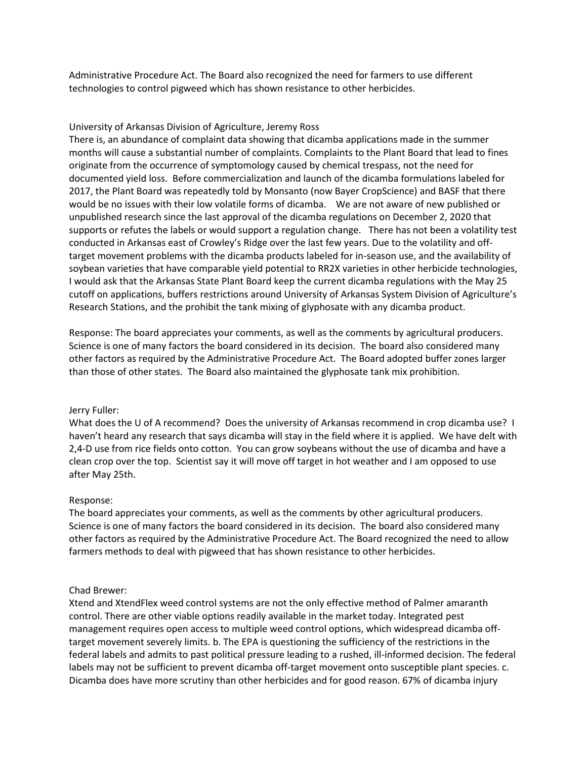Administrative Procedure Act. The Board also recognized the need for farmers to use different technologies to control pigweed which has shown resistance to other herbicides.

University of Arkansas Division of Agriculture, Jeremy Ross

There is, an abundance of complaint data showing that dicamba applications made in the summer months will cause a substantial number of complaints. Complaints to the Plant Board that lead to fines originate from the occurrence of symptomology caused by chemical trespass, not the need for documented yield loss. Before commercialization and launch of the dicamba formulations labeled for 2017, the Plant Board was repeatedly told by Monsanto (now Bayer CropScience) and BASF that there would be no issues with their low volatile forms of dicamba. We are not aware of new published or unpublished research since the last approval of the dicamba regulations on December 2, 2020 that supports or refutes the labels or would support a regulation change. There has not been a volatility test conducted in Arkansas east of Crowley's Ridge over the last few years. Due to the volatility and off-target movement problems with the dicamba products labeled for in-season use, and the availability of soybean varieties that have comparable yield potential to RR2X varieties in other herbicide technologies, I would ask that the Arkansas State Plant Board keep the current dicamba regulations with the May 25 cutoff on applications, buffers restrictions around University of Arkansas System Division of Agriculture's Research Stations, and the prohibit the tank mixing of glyphosate with any dicamba product.

Response: The board appreciates your comments, as well as the comments by agricultural producers. Science is one of many factors the board considered in its decision. The board also considered many other factors as required by the Administrative Procedure Act. The Board adopted buffer zones larger than those of other states. The Board also maintained the glyphosate tank mix prohibition.

Jerry Fuller:

What does the U of A recommend? Does the university of Arkansas recommend in crop dicamba use? I haven't heard any research that says dicamba will stay in the field where it is applied. We have delt with 2,4-D use from rice fields onto cotton. You can grow soybeans without the use of dicamba and have a clean crop over the top. Scientist say it will move off target in hot weather and I am opposed to use after May 25th.

Response:

The board appreciates your comments, as well as the comments by other agricultural producers. Science is one of many factors the board considered in its decision. The board also considered many other factors as required by the Administrative Procedure Act. The Board recognized the need to allow farmers methods to deal with pigweed that has shown resistance to other herbicides.

Chad Brewer:

Xtend and XtendFlex weed control systems are not the only effective method of Palmer amaranth control. There are other viable options readily available in the market today. Integrated pest management requires open access to multiple weed control options, which widespread dicamba off-target movement severely limits. b. The EPA is questioning the sufficiency of the restrictions in the federal labels and admits to past political pressure leading to a rushed, ill-informed decision. The federal labels may not be sufficient to prevent dicamba off-target movement onto susceptible plant species. c. Dicamba does have more scrutiny than other herbicides and for good reason. 67% of dicamba injury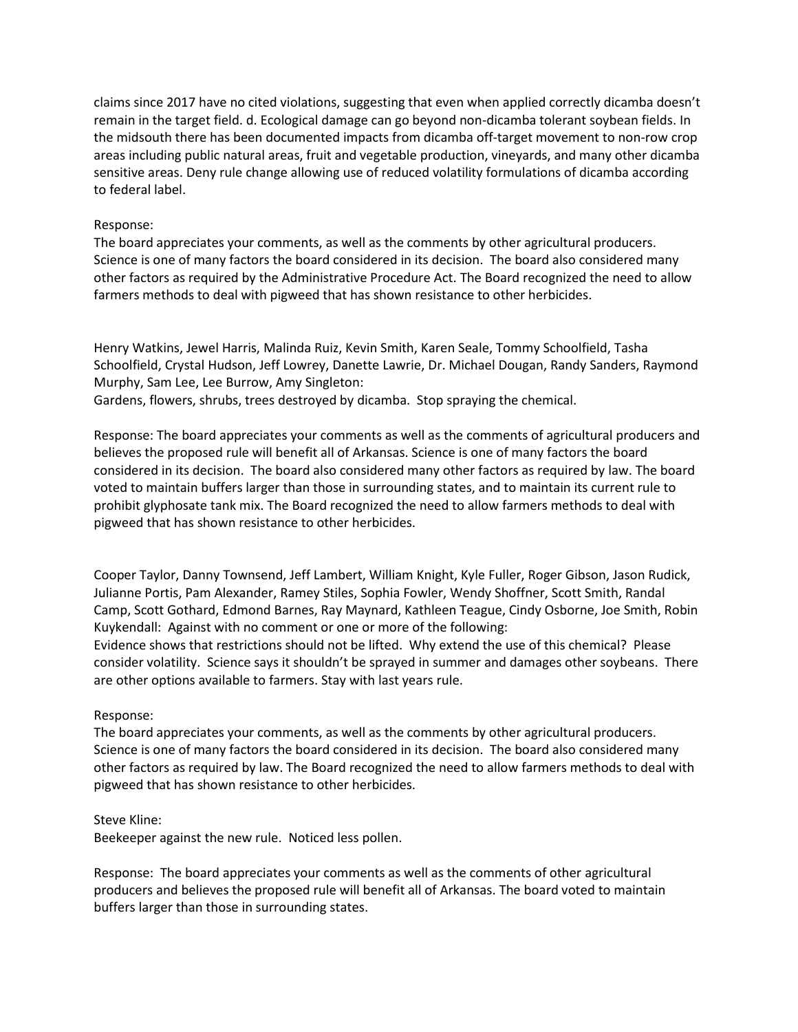claims since 2017 have no cited violations, suggesting that even when applied correctly dicamba doesn't remain in the target field. d. Ecological damage can go beyond non-dicamba tolerant soybean fields. In the midsouth there has been documented impacts from dicamba off-target movement to non-row crop areas including public natural areas, fruit and vegetable production, vineyards, and many other dicamba sensitive areas. Deny rule change allowing use of reduced volatility formulations of dicamba according to federal label.

Response:
The board appreciates your comments, as well as the comments by other agricultural producers. Science is one of many factors the board considered in its decision. The board also considered many other factors as required by the Administrative Procedure Act. The Board recognized the need to allow farmers methods to deal with pigweed that has shown resistance to other herbicides.

Henry Watkins, Jewel Harris, Malinda Ruiz, Kevin Smith, Karen Seale, Tommy Schoolfield, Tasha Schoolfield, Crystal Hudson, Jeff Lowrey, Danette Lawrie, Dr. Michael Dougan, Randy Sanders, Raymond Murphy, Sam Lee, Lee Burrow, Amy Singleton:
Gardens, flowers, shrubs, trees destroyed by dicamba. Stop spraying the chemical.

Response: The board appreciates your comments as well as the comments of agricultural producers and believes the proposed rule will benefit all of Arkansas. Science is one of many factors the board considered in its decision. The board also considered many other factors as required by law. The board voted to maintain buffers larger than those in surrounding states, and to maintain its current rule to prohibit glyphosate tank mix. The Board recognized the need to allow farmers methods to deal with pigweed that has shown resistance to other herbicides.

Cooper Taylor, Danny Townsend, Jeff Lambert, William Knight, Kyle Fuller, Roger Gibson, Jason Rudick, Julianne Portis, Pam Alexander, Ramey Stiles, Sophia Fowler, Wendy Shoffner, Scott Smith, Randal Camp, Scott Gothard, Edmond Barnes, Ray Maynard, Kathleen Teague, Cindy Osborne, Joe Smith, Robin Kuykendall: Against with no comment or one or more of the following:
Evidence shows that restrictions should not be lifted. Why extend the use of this chemical? Please consider volatility. Science says it shouldn't be sprayed in summer and damages other soybeans. There are other options available to farmers. Stay with last years rule.

Response:
The board appreciates your comments, as well as the comments by other agricultural producers. Science is one of many factors the board considered in its decision. The board also considered many other factors as required by law. The Board recognized the need to allow farmers methods to deal with pigweed that has shown resistance to other herbicides.

Steve Kline:
Beekeeper against the new rule. Noticed less pollen.

Response: The board appreciates your comments as well as the comments of other agricultural producers and believes the proposed rule will benefit all of Arkansas. The board voted to maintain buffers larger than those in surrounding states.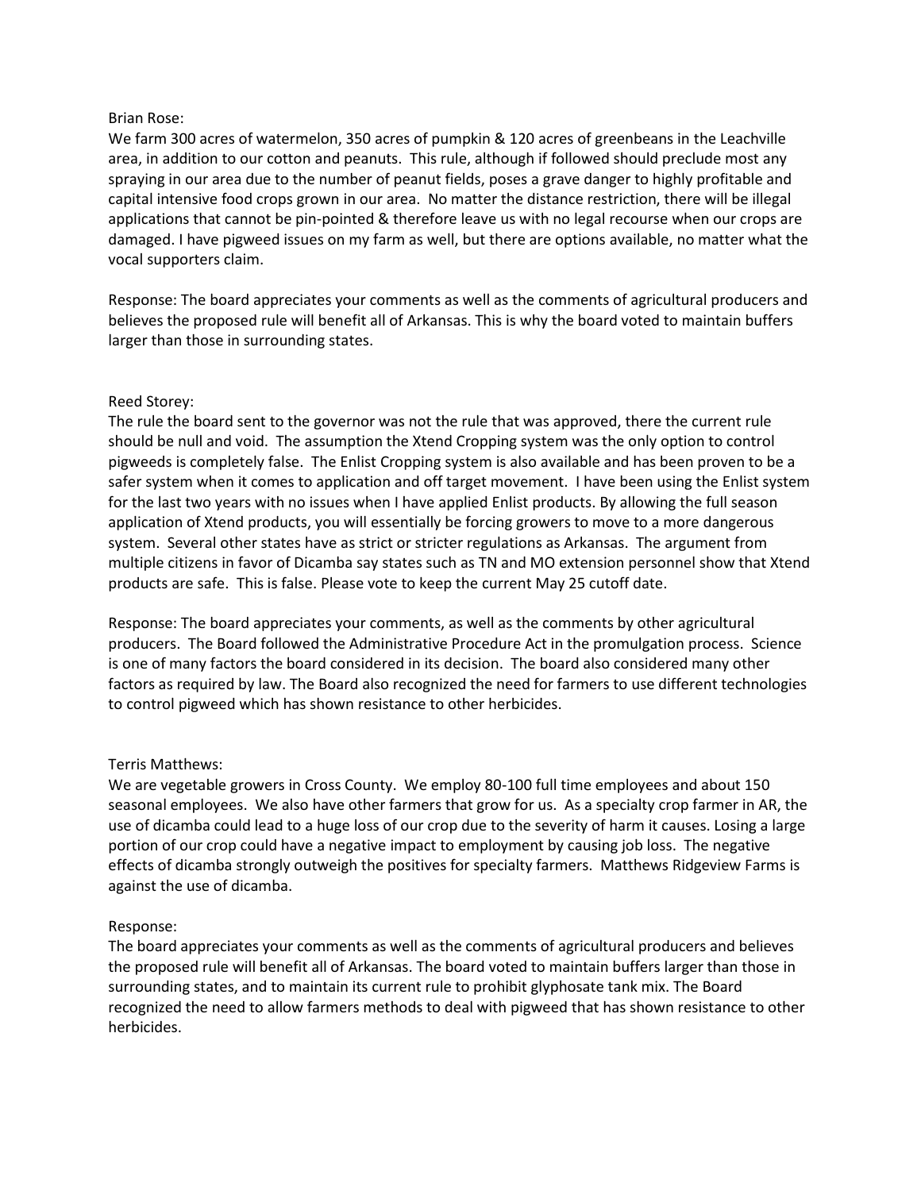Brian Rose:

We farm 300 acres of watermelon, 350 acres of pumpkin & 120 acres of greenbeans in the Leachville area, in addition to our cotton and peanuts. This rule, although if followed should preclude most any spraying in our area due to the number of peanut fields, poses a grave danger to highly profitable and capital intensive food crops grown in our area. No matter the distance restriction, there will be illegal applications that cannot be pin-pointed & therefore leave us with no legal recourse when our crops are damaged. I have pigweed issues on my farm as well, but there are options available, no matter what the vocal supporters claim.

Response: The board appreciates your comments as well as the comments of agricultural producers and believes the proposed rule will benefit all of Arkansas. This is why the board voted to maintain buffers larger than those in surrounding states.

Reed Storey:

The rule the board sent to the governor was not the rule that was approved, there the current rule should be null and void. The assumption the Xtend Cropping system was the only option to control pigweeds is completely false. The Enlist Cropping system is also available and has been proven to be a safer system when it comes to application and off target movement. I have been using the Enlist system for the last two years with no issues when I have applied Enlist products. By allowing the full season application of Xtend products, you will essentially be forcing growers to move to a more dangerous system. Several other states have as strict or stricter regulations as Arkansas. The argument from multiple citizens in favor of Dicamba say states such as TN and MO extension personnel show that Xtend products are safe. This is false. Please vote to keep the current May 25 cutoff date.

Response: The board appreciates your comments, as well as the comments by other agricultural producers. The Board followed the Administrative Procedure Act in the promulgation process. Science is one of many factors the board considered in its decision. The board also considered many other factors as required by law. The Board also recognized the need for farmers to use different technologies to control pigweed which has shown resistance to other herbicides.

Terris Matthews:

We are vegetable growers in Cross County. We employ 80-100 full time employees and about 150 seasonal employees. We also have other farmers that grow for us. As a specialty crop farmer in AR, the use of dicamba could lead to a huge loss of our crop due to the severity of harm it causes. Losing a large portion of our crop could have a negative impact to employment by causing job loss. The negative effects of dicamba strongly outweigh the positives for specialty farmers. Matthews Ridgeview Farms is against the use of dicamba.

Response:

The board appreciates your comments as well as the comments of agricultural producers and believes the proposed rule will benefit all of Arkansas. The board voted to maintain buffers larger than those in surrounding states, and to maintain its current rule to prohibit glyphosate tank mix. The Board recognized the need to allow farmers methods to deal with pigweed that has shown resistance to other herbicides.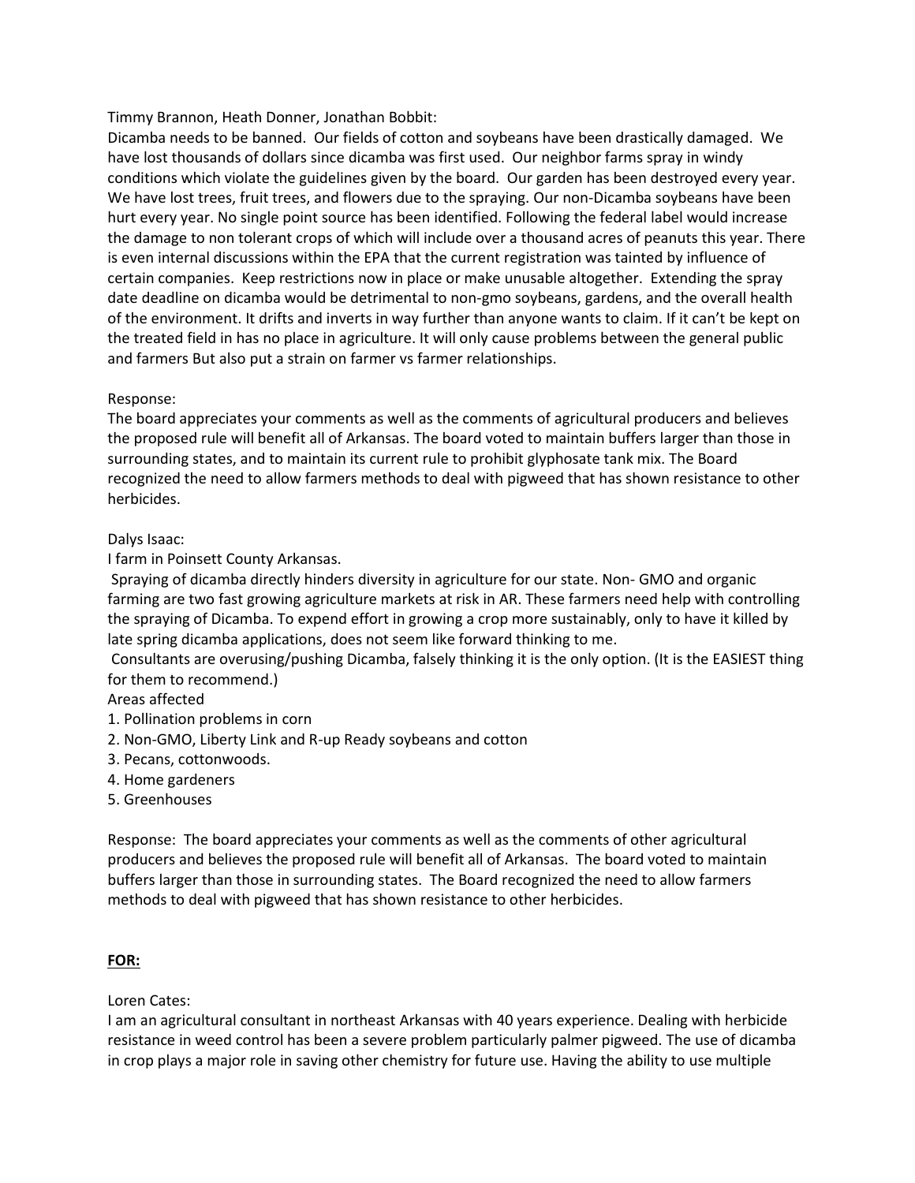Timmy Brannon, Heath Donner, Jonathan Bobbit:
Dicamba needs to be banned. Our fields of cotton and soybeans have been drastically damaged. We have lost thousands of dollars since dicamba was first used. Our neighbor farms spray in windy conditions which violate the guidelines given by the board. Our garden has been destroyed every year. We have lost trees, fruit trees, and flowers due to the spraying. Our non-Dicamba soybeans have been hurt every year. No single point source has been identified. Following the federal label would increase the damage to non tolerant crops of which will include over a thousand acres of peanuts this year. There is even internal discussions within the EPA that the current registration was tainted by influence of certain companies. Keep restrictions now in place or make unusable altogether. Extending the spray date deadline on dicamba would be detrimental to non-gmo soybeans, gardens, and the overall health of the environment. It drifts and inverts in way further than anyone wants to claim. If it can't be kept on the treated field in has no place in agriculture. It will only cause problems between the general public and farmers But also put a strain on farmer vs farmer relationships.

Response:
The board appreciates your comments as well as the comments of agricultural producers and believes the proposed rule will benefit all of Arkansas. The board voted to maintain buffers larger than those in surrounding states, and to maintain its current rule to prohibit glyphosate tank mix. The Board recognized the need to allow farmers methods to deal with pigweed that has shown resistance to other herbicides.

Dalys Isaac:
I farm in Poinsett County Arkansas.
Spraying of dicamba directly hinders diversity in agriculture for our state. Non- GMO and organic farming are two fast growing agriculture markets at risk in AR. These farmers need help with controlling the spraying of Dicamba. To expend effort in growing a crop more sustainably, only to have it killed by late spring dicamba applications, does not seem like forward thinking to me.
Consultants are overusing/pushing Dicamba, falsely thinking it is the only option. (It is the EASIEST thing for them to recommend.)
Areas affected
1. Pollination problems in corn
2. Non-GMO, Liberty Link and R-up Ready soybeans and cotton
3. Pecans, cottonwoods.
4. Home gardeners
5. Greenhouses

Response: The board appreciates your comments as well as the comments of other agricultural producers and believes the proposed rule will benefit all of Arkansas. The board voted to maintain buffers larger than those in surrounding states. The Board recognized the need to allow farmers methods to deal with pigweed that has shown resistance to other herbicides.

**FOR:**

Loren Cates:
I am an agricultural consultant in northeast Arkansas with 40 years experience. Dealing with herbicide resistance in weed control has been a severe problem particularly palmer pigweed. The use of dicamba in crop plays a major role in saving other chemistry for future use. Having the ability to use multiple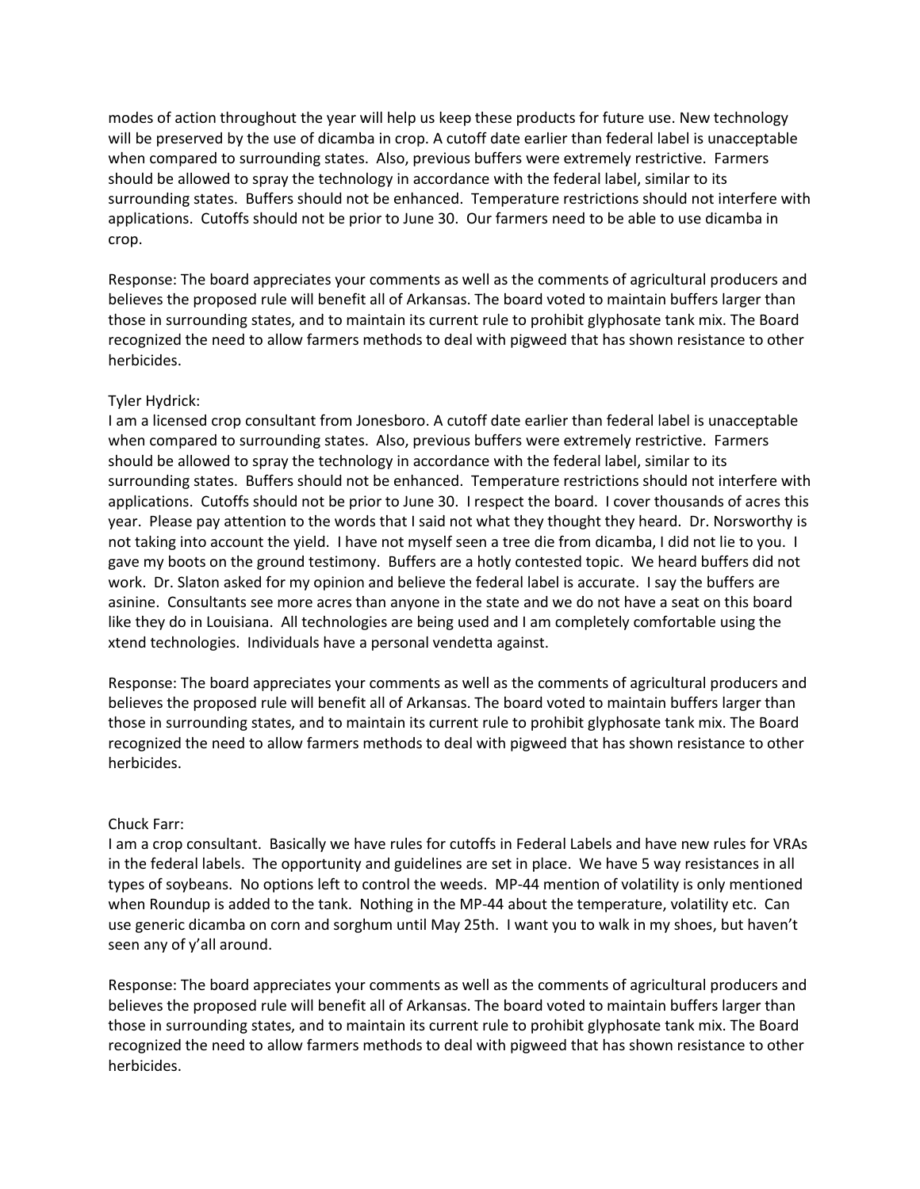modes of action throughout the year will help us keep these products for future use. New technology will be preserved by the use of dicamba in crop. A cutoff date earlier than federal label is unacceptable when compared to surrounding states. Also, previous buffers were extremely restrictive. Farmers should be allowed to spray the technology in accordance with the federal label, similar to its surrounding states. Buffers should not be enhanced. Temperature restrictions should not interfere with applications. Cutoffs should not be prior to June 30. Our farmers need to be able to use dicamba in crop.

Response: The board appreciates your comments as well as the comments of agricultural producers and believes the proposed rule will benefit all of Arkansas. The board voted to maintain buffers larger than those in surrounding states, and to maintain its current rule to prohibit glyphosate tank mix. The Board recognized the need to allow farmers methods to deal with pigweed that has shown resistance to other herbicides.

Tyler Hydrick:
I am a licensed crop consultant from Jonesboro. A cutoff date earlier than federal label is unacceptable when compared to surrounding states. Also, previous buffers were extremely restrictive. Farmers should be allowed to spray the technology in accordance with the federal label, similar to its surrounding states. Buffers should not be enhanced. Temperature restrictions should not interfere with applications. Cutoffs should not be prior to June 30. I respect the board. I cover thousands of acres this year. Please pay attention to the words that I said not what they thought they heard. Dr. Norsworthy is not taking into account the yield. I have not myself seen a tree die from dicamba, I did not lie to you. I gave my boots on the ground testimony. Buffers are a hotly contested topic. We heard buffers did not work. Dr. Slaton asked for my opinion and believe the federal label is accurate. I say the buffers are asinine. Consultants see more acres than anyone in the state and we do not have a seat on this board like they do in Louisiana. All technologies are being used and I am completely comfortable using the xtend technologies. Individuals have a personal vendetta against.

Response: The board appreciates your comments as well as the comments of agricultural producers and believes the proposed rule will benefit all of Arkansas. The board voted to maintain buffers larger than those in surrounding states, and to maintain its current rule to prohibit glyphosate tank mix. The Board recognized the need to allow farmers methods to deal with pigweed that has shown resistance to other herbicides.

Chuck Farr:
I am a crop consultant. Basically we have rules for cutoffs in Federal Labels and have new rules for VRAs in the federal labels. The opportunity and guidelines are set in place. We have 5 way resistances in all types of soybeans. No options left to control the weeds. MP-44 mention of volatility is only mentioned when Roundup is added to the tank. Nothing in the MP-44 about the temperature, volatility etc. Can use generic dicamba on corn and sorghum until May 25th. I want you to walk in my shoes, but haven't seen any of y'all around.

Response: The board appreciates your comments as well as the comments of agricultural producers and believes the proposed rule will benefit all of Arkansas. The board voted to maintain buffers larger than those in surrounding states, and to maintain its current rule to prohibit glyphosate tank mix. The Board recognized the need to allow farmers methods to deal with pigweed that has shown resistance to other herbicides.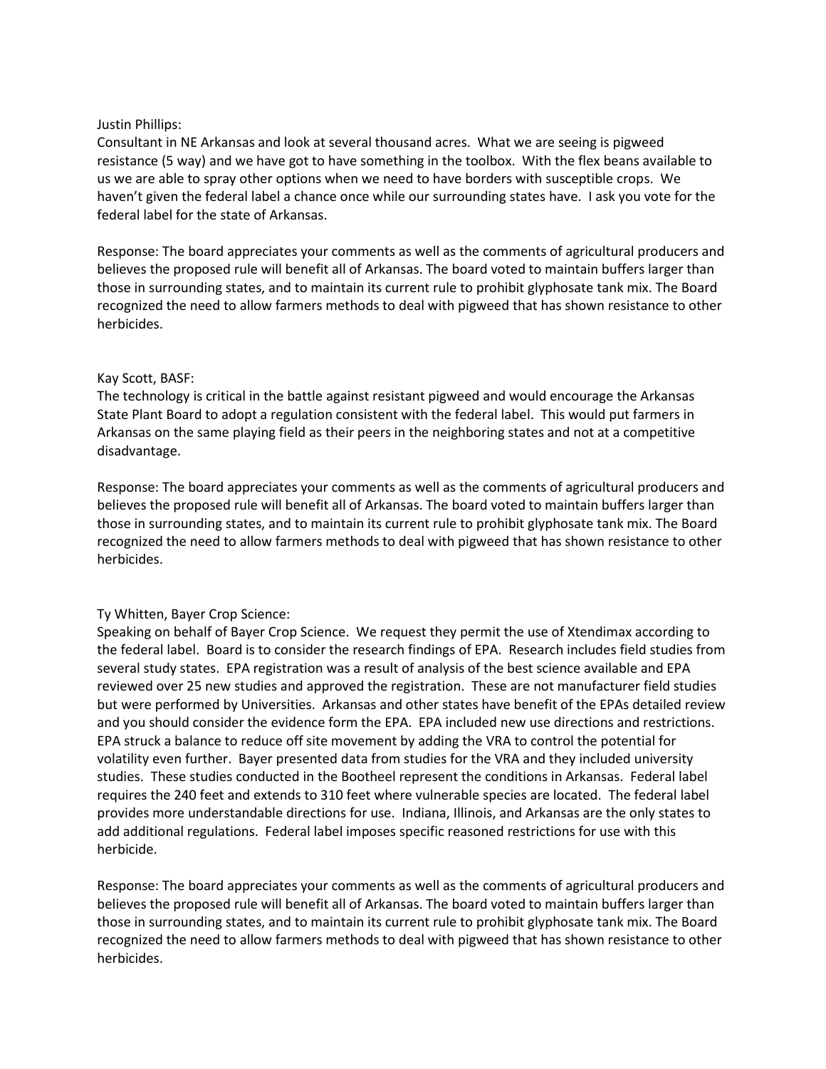Justin Phillips:
Consultant in NE Arkansas and look at several thousand acres. What we are seeing is pigweed resistance (5 way) and we have got to have something in the toolbox. With the flex beans available to us we are able to spray other options when we need to have borders with susceptible crops. We haven't given the federal label a chance once while our surrounding states have. I ask you vote for the federal label for the state of Arkansas.

Response: The board appreciates your comments as well as the comments of agricultural producers and believes the proposed rule will benefit all of Arkansas. The board voted to maintain buffers larger than those in surrounding states, and to maintain its current rule to prohibit glyphosate tank mix. The Board recognized the need to allow farmers methods to deal with pigweed that has shown resistance to other herbicides.

Kay Scott, BASF:
The technology is critical in the battle against resistant pigweed and would encourage the Arkansas State Plant Board to adopt a regulation consistent with the federal label. This would put farmers in Arkansas on the same playing field as their peers in the neighboring states and not at a competitive disadvantage.

Response: The board appreciates your comments as well as the comments of agricultural producers and believes the proposed rule will benefit all of Arkansas. The board voted to maintain buffers larger than those in surrounding states, and to maintain its current rule to prohibit glyphosate tank mix. The Board recognized the need to allow farmers methods to deal with pigweed that has shown resistance to other herbicides.

Ty Whitten, Bayer Crop Science:
Speaking on behalf of Bayer Crop Science. We request they permit the use of Xtendimax according to the federal label. Board is to consider the research findings of EPA. Research includes field studies from several study states. EPA registration was a result of analysis of the best science available and EPA reviewed over 25 new studies and approved the registration. These are not manufacturer field studies but were performed by Universities. Arkansas and other states have benefit of the EPAs detailed review and you should consider the evidence form the EPA. EPA included new use directions and restrictions. EPA struck a balance to reduce off site movement by adding the VRA to control the potential for volatility even further. Bayer presented data from studies for the VRA and they included university studies. These studies conducted in the Bootheel represent the conditions in Arkansas. Federal label requires the 240 feet and extends to 310 feet where vulnerable species are located. The federal label provides more understandable directions for use. Indiana, Illinois, and Arkansas are the only states to add additional regulations. Federal label imposes specific reasoned restrictions for use with this herbicide.

Response: The board appreciates your comments as well as the comments of agricultural producers and believes the proposed rule will benefit all of Arkansas. The board voted to maintain buffers larger than those in surrounding states, and to maintain its current rule to prohibit glyphosate tank mix. The Board recognized the need to allow farmers methods to deal with pigweed that has shown resistance to other herbicides.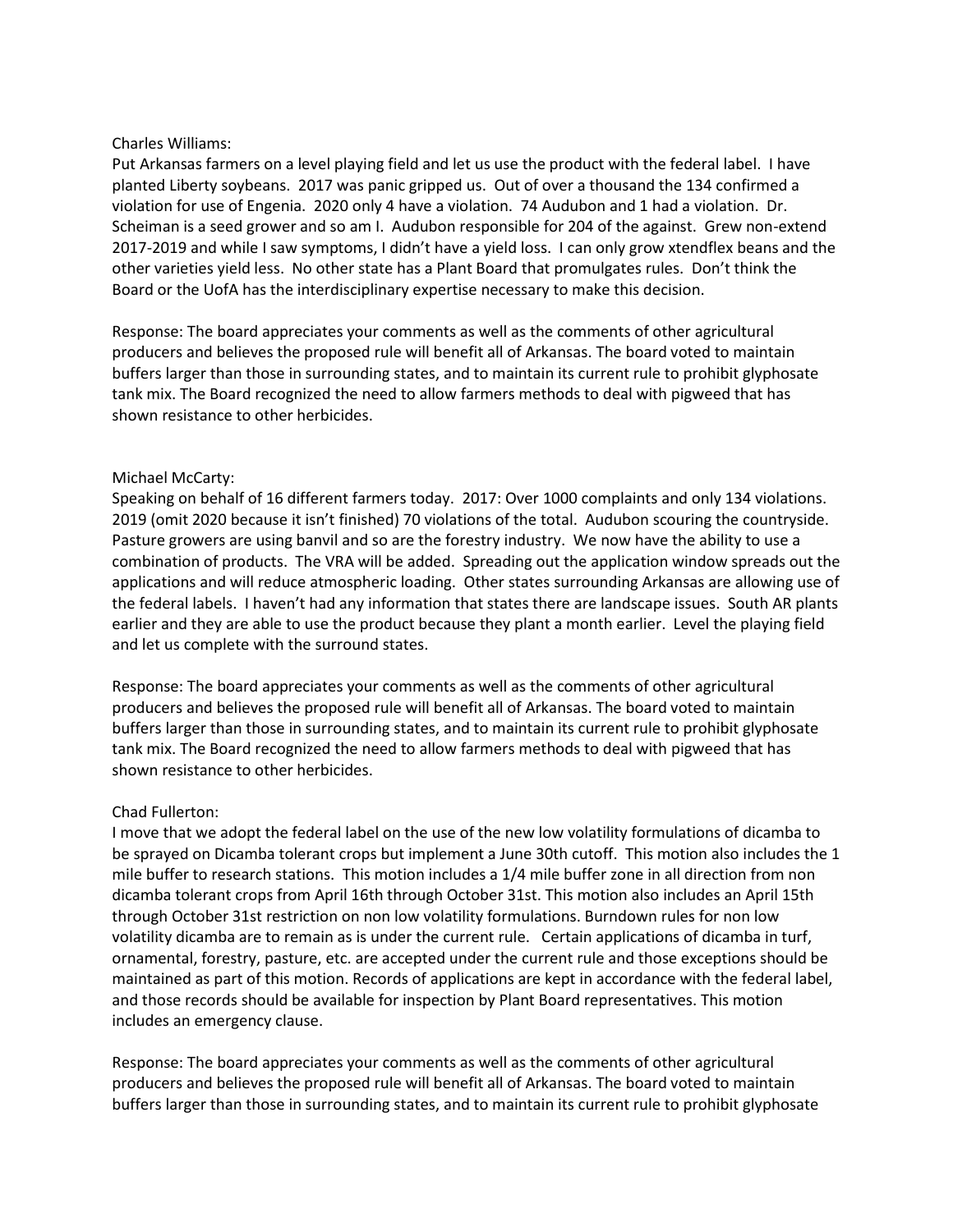Charles Williams:
Put Arkansas farmers on a level playing field and let us use the product with the federal label. I have planted Liberty soybeans. 2017 was panic gripped us. Out of over a thousand the 134 confirmed a violation for use of Engenia. 2020 only 4 have a violation. 74 Audubon and 1 had a violation. Dr. Scheiman is a seed grower and so am I. Audubon responsible for 204 of the against. Grew non-extend 2017-2019 and while I saw symptoms, I didn't have a yield loss. I can only grow xtendflex beans and the other varieties yield less. No other state has a Plant Board that promulgates rules. Don't think the Board or the UofA has the interdisciplinary expertise necessary to make this decision.

Response: The board appreciates your comments as well as the comments of other agricultural producers and believes the proposed rule will benefit all of Arkansas. The board voted to maintain buffers larger than those in surrounding states, and to maintain its current rule to prohibit glyphosate tank mix. The Board recognized the need to allow farmers methods to deal with pigweed that has shown resistance to other herbicides.

Michael McCarty:
Speaking on behalf of 16 different farmers today. 2017: Over 1000 complaints and only 134 violations. 2019 (omit 2020 because it isn't finished) 70 violations of the total. Audubon scouring the countryside. Pasture growers are using banvil and so are the forestry industry. We now have the ability to use a combination of products. The VRA will be added. Spreading out the application window spreads out the applications and will reduce atmospheric loading. Other states surrounding Arkansas are allowing use of the federal labels. I haven't had any information that states there are landscape issues. South AR plants earlier and they are able to use the product because they plant a month earlier. Level the playing field and let us complete with the surround states.

Response: The board appreciates your comments as well as the comments of other agricultural producers and believes the proposed rule will benefit all of Arkansas. The board voted to maintain buffers larger than those in surrounding states, and to maintain its current rule to prohibit glyphosate tank mix. The Board recognized the need to allow farmers methods to deal with pigweed that has shown resistance to other herbicides.

Chad Fullerton:
I move that we adopt the federal label on the use of the new low volatility formulations of dicamba to be sprayed on Dicamba tolerant crops but implement a June 30th cutoff. This motion also includes the 1 mile buffer to research stations. This motion includes a 1/4 mile buffer zone in all direction from non dicamba tolerant crops from April 16th through October 31st. This motion also includes an April 15th through October 31st restriction on non low volatility formulations. Burndown rules for non low volatility dicamba are to remain as is under the current rule. Certain applications of dicamba in turf, ornamental, forestry, pasture, etc. are accepted under the current rule and those exceptions should be maintained as part of this motion. Records of applications are kept in accordance with the federal label, and those records should be available for inspection by Plant Board representatives. This motion includes an emergency clause.

Response: The board appreciates your comments as well as the comments of other agricultural producers and believes the proposed rule will benefit all of Arkansas. The board voted to maintain buffers larger than those in surrounding states, and to maintain its current rule to prohibit glyphosate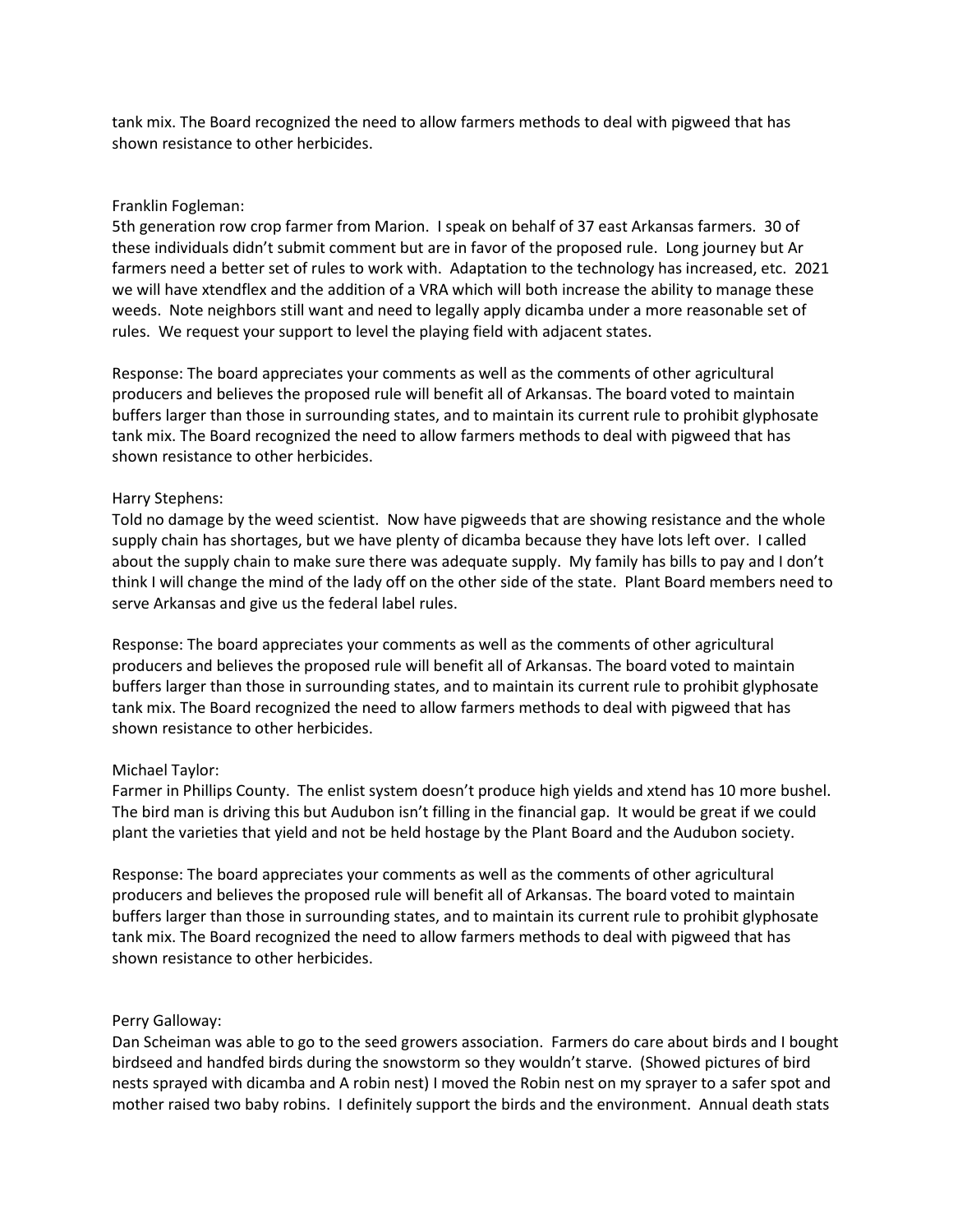tank mix. The Board recognized the need to allow farmers methods to deal with pigweed that has shown resistance to other herbicides.

Franklin Fogleman:
5th generation row crop farmer from Marion. I speak on behalf of 37 east Arkansas farmers. 30 of these individuals didn't submit comment but are in favor of the proposed rule. Long journey but Ar farmers need a better set of rules to work with. Adaptation to the technology has increased, etc. 2021 we will have xtendflex and the addition of a VRA which will both increase the ability to manage these weeds. Note neighbors still want and need to legally apply dicamba under a more reasonable set of rules. We request your support to level the playing field with adjacent states.

Response: The board appreciates your comments as well as the comments of other agricultural producers and believes the proposed rule will benefit all of Arkansas. The board voted to maintain buffers larger than those in surrounding states, and to maintain its current rule to prohibit glyphosate tank mix. The Board recognized the need to allow farmers methods to deal with pigweed that has shown resistance to other herbicides.

Harry Stephens:
Told no damage by the weed scientist. Now have pigweeds that are showing resistance and the whole supply chain has shortages, but we have plenty of dicamba because they have lots left over. I called about the supply chain to make sure there was adequate supply. My family has bills to pay and I don't think I will change the mind of the lady off on the other side of the state. Plant Board members need to serve Arkansas and give us the federal label rules.

Response: The board appreciates your comments as well as the comments of other agricultural producers and believes the proposed rule will benefit all of Arkansas. The board voted to maintain buffers larger than those in surrounding states, and to maintain its current rule to prohibit glyphosate tank mix. The Board recognized the need to allow farmers methods to deal with pigweed that has shown resistance to other herbicides.

Michael Taylor:
Farmer in Phillips County. The enlist system doesn't produce high yields and xtend has 10 more bushel. The bird man is driving this but Audubon isn't filling in the financial gap. It would be great if we could plant the varieties that yield and not be held hostage by the Plant Board and the Audubon society.

Response: The board appreciates your comments as well as the comments of other agricultural producers and believes the proposed rule will benefit all of Arkansas. The board voted to maintain buffers larger than those in surrounding states, and to maintain its current rule to prohibit glyphosate tank mix. The Board recognized the need to allow farmers methods to deal with pigweed that has shown resistance to other herbicides.

Perry Galloway:
Dan Scheiman was able to go to the seed growers association. Farmers do care about birds and I bought birdseed and handfed birds during the snowstorm so they wouldn't starve. (Showed pictures of bird nests sprayed with dicamba and A robin nest) I moved the Robin nest on my sprayer to a safer spot and mother raised two baby robins. I definitely support the birds and the environment. Annual death stats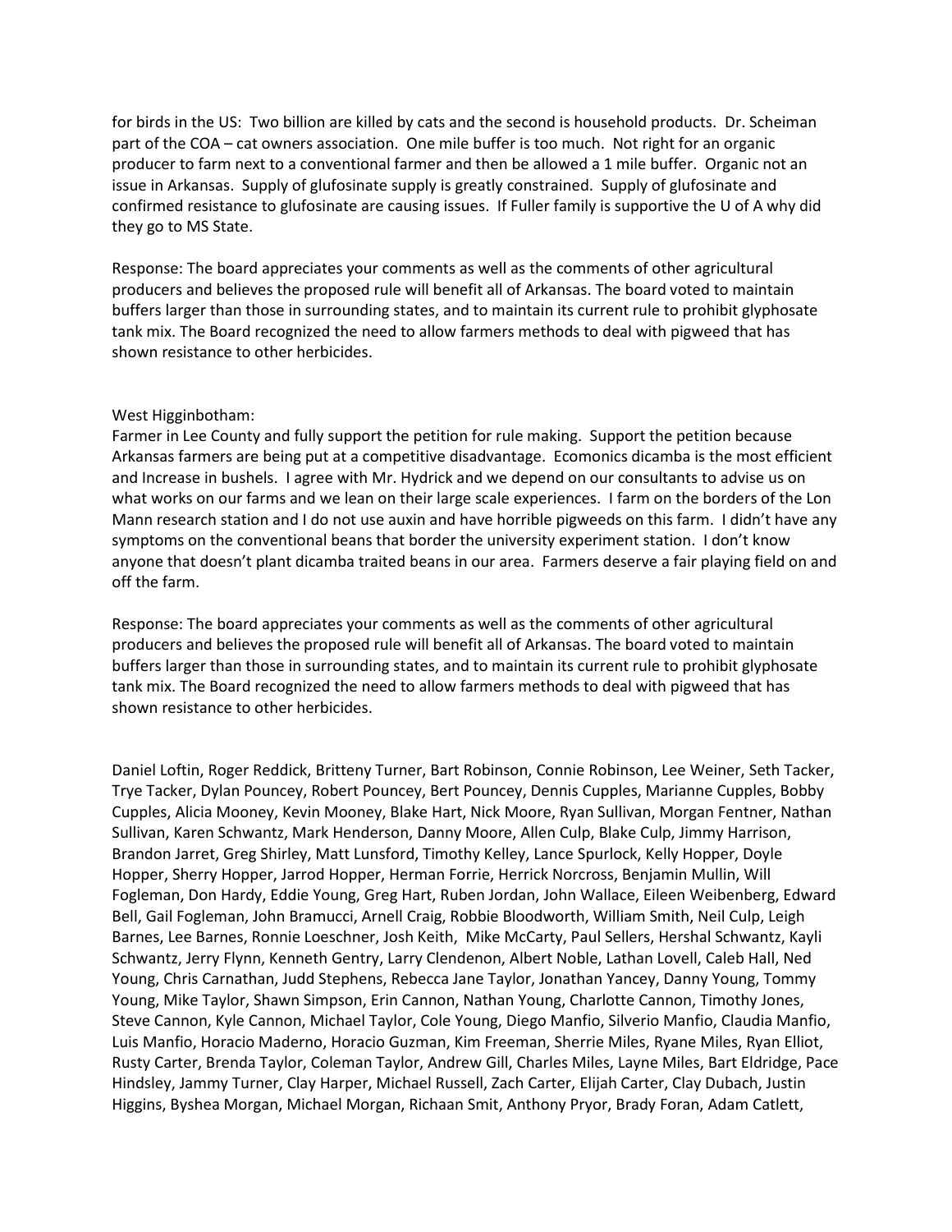for birds in the US: Two billion are killed by cats and the second is household products. Dr. Scheiman part of the COA – cat owners association. One mile buffer is too much. Not right for an organic producer to farm next to a conventional farmer and then be allowed a 1 mile buffer. Organic not an issue in Arkansas. Supply of glufosinate supply is greatly constrained. Supply of glufosinate and confirmed resistance to glufosinate are causing issues. If Fuller family is supportive the U of A why did they go to MS State.

Response: The board appreciates your comments as well as the comments of other agricultural producers and believes the proposed rule will benefit all of Arkansas. The board voted to maintain buffers larger than those in surrounding states, and to maintain its current rule to prohibit glyphosate tank mix. The Board recognized the need to allow farmers methods to deal with pigweed that has shown resistance to other herbicides.

West Higginbotham:
Farmer in Lee County and fully support the petition for rule making. Support the petition because Arkansas farmers are being put at a competitive disadvantage. Ecomonics dicamba is the most efficient and Increase in bushels. I agree with Mr. Hydrick and we depend on our consultants to advise us on what works on our farms and we lean on their large scale experiences. I farm on the borders of the Lon Mann research station and I do not use auxin and have horrible pigweeds on this farm. I didn't have any symptoms on the conventional beans that border the university experiment station. I don't know anyone that doesn't plant dicamba traited beans in our area. Farmers deserve a fair playing field on and off the farm.

Response: The board appreciates your comments as well as the comments of other agricultural producers and believes the proposed rule will benefit all of Arkansas. The board voted to maintain buffers larger than those in surrounding states, and to maintain its current rule to prohibit glyphosate tank mix. The Board recognized the need to allow farmers methods to deal with pigweed that has shown resistance to other herbicides.

Daniel Loftin, Roger Reddick, Britteny Turner, Bart Robinson, Connie Robinson, Lee Weiner, Seth Tacker, Trye Tacker, Dylan Pouncey, Robert Pouncey, Bert Pouncey, Dennis Cupples, Marianne Cupples, Bobby Cupples, Alicia Mooney, Kevin Mooney, Blake Hart, Nick Moore, Ryan Sullivan, Morgan Fentner, Nathan Sullivan, Karen Schwantz, Mark Henderson, Danny Moore, Allen Culp, Blake Culp, Jimmy Harrison, Brandon Jarret, Greg Shirley, Matt Lunsford, Timothy Kelley, Lance Spurlock, Kelly Hopper, Doyle Hopper, Sherry Hopper, Jarrod Hopper, Herman Forrie, Herrick Norcross, Benjamin Mullin, Will Fogleman, Don Hardy, Eddie Young, Greg Hart, Ruben Jordan, John Wallace, Eileen Weibenberg, Edward Bell, Gail Fogleman, John Bramucci, Arnell Craig, Robbie Bloodworth, William Smith, Neil Culp, Leigh Barnes, Lee Barnes, Ronnie Loeschner, Josh Keith, Mike McCarty, Paul Sellers, Hershal Schwantz, Kayli Schwantz, Jerry Flynn, Kenneth Gentry, Larry Clendenon, Albert Noble, Lathan Lovell, Caleb Hall, Ned Young, Chris Carnathan, Judd Stephens, Rebecca Jane Taylor, Jonathan Yancey, Danny Young, Tommy Young, Mike Taylor, Shawn Simpson, Erin Cannon, Nathan Young, Charlotte Cannon, Timothy Jones, Steve Cannon, Kyle Cannon, Michael Taylor, Cole Young, Diego Manfio, Silverio Manfio, Claudia Manfio, Luis Manfio, Horacio Maderno, Horacio Guzman, Kim Freeman, Sherrie Miles, Ryane Miles, Ryan Elliot, Rusty Carter, Brenda Taylor, Coleman Taylor, Andrew Gill, Charles Miles, Layne Miles, Bart Eldridge, Pace Hindsley, Jammy Turner, Clay Harper, Michael Russell, Zach Carter, Elijah Carter, Clay Dubach, Justin Higgins, Byshea Morgan, Michael Morgan, Richaan Smit, Anthony Pryor, Brady Foran, Adam Catlett,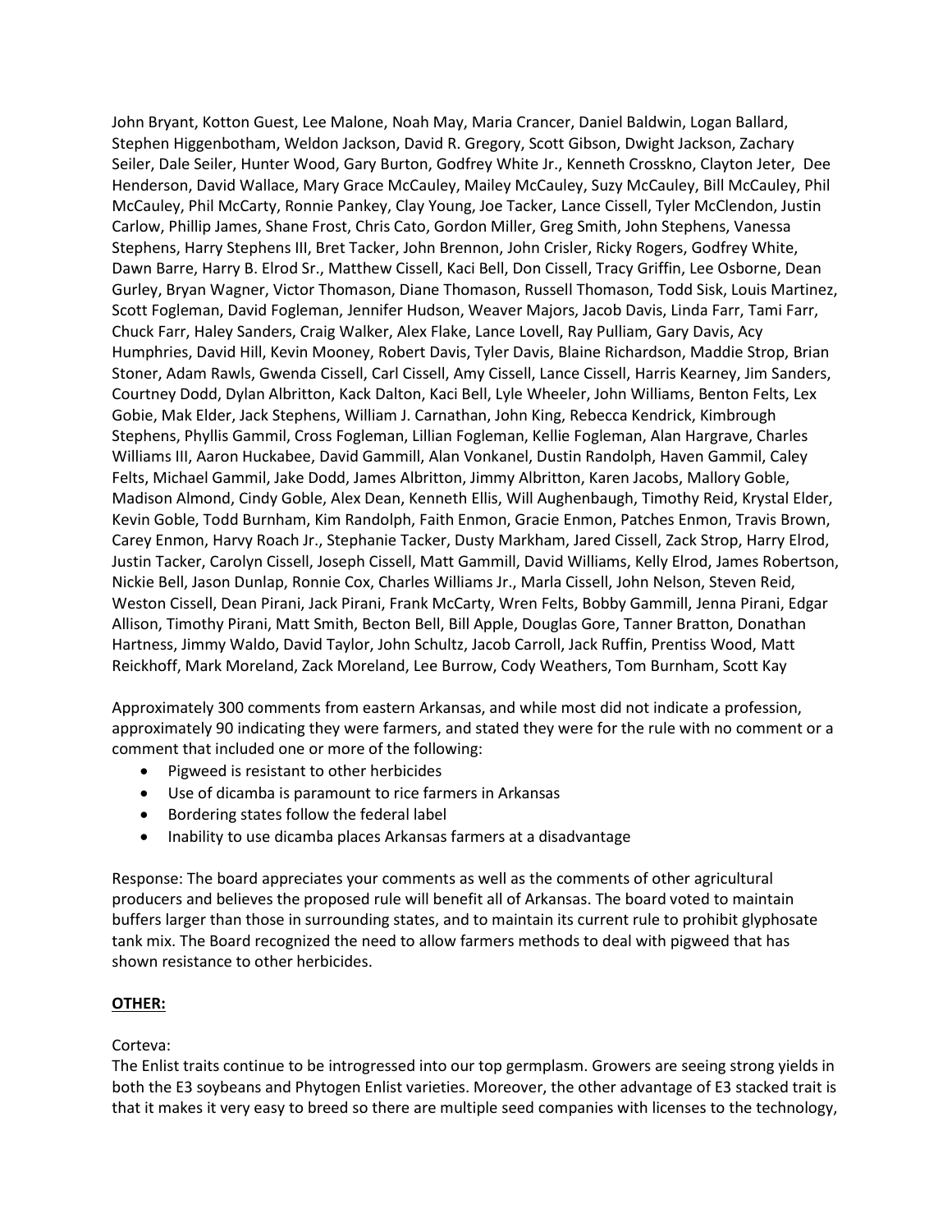John Bryant, Kotton Guest, Lee Malone, Noah May, Maria Crancer, Daniel Baldwin, Logan Ballard, Stephen Higgenbotham, Weldon Jackson, David R. Gregory, Scott Gibson, Dwight Jackson, Zachary Seiler, Dale Seiler, Hunter Wood, Gary Burton, Godfrey White Jr., Kenneth Crosskno, Clayton Jeter, Dee Henderson, David Wallace, Mary Grace McCauley, Mailey McCauley, Suzy McCauley, Bill McCauley, Phil McCauley, Phil McCarty, Ronnie Pankey, Clay Young, Joe Tacker, Lance Cissell, Tyler McClendon, Justin Carlow, Phillip James, Shane Frost, Chris Cato, Gordon Miller, Greg Smith, John Stephens, Vanessa Stephens, Harry Stephens III, Bret Tacker, John Brennon, John Crisler, Ricky Rogers, Godfrey White, Dawn Barre, Harry B. Elrod Sr., Matthew Cissell, Kaci Bell, Don Cissell, Tracy Griffin, Lee Osborne, Dean Gurley, Bryan Wagner, Victor Thomason, Diane Thomason, Russell Thomason, Todd Sisk, Louis Martinez, Scott Fogleman, David Fogleman, Jennifer Hudson, Weaver Majors, Jacob Davis, Linda Farr, Tami Farr, Chuck Farr, Haley Sanders, Craig Walker, Alex Flake, Lance Lovell, Ray Pulliam, Gary Davis, Acy Humphries, David Hill, Kevin Mooney, Robert Davis, Tyler Davis, Blaine Richardson, Maddie Strop, Brian Stoner, Adam Rawls, Gwenda Cissell, Carl Cissell, Amy Cissell, Lance Cissell, Harris Kearney, Jim Sanders, Courtney Dodd, Dylan Albritton, Kack Dalton, Kaci Bell, Lyle Wheeler, John Williams, Benton Felts, Lex Gobie, Mak Elder, Jack Stephens, William J. Carnathan, John King, Rebecca Kendrick, Kimbrough Stephens, Phyllis Gammil, Cross Fogleman, Lillian Fogleman, Kellie Fogleman, Alan Hargrave, Charles Williams III, Aaron Huckabee, David Gammill, Alan Vonkanel, Dustin Randolph, Haven Gammil, Caley Felts, Michael Gammil, Jake Dodd, James Albritton, Jimmy Albritton, Karen Jacobs, Mallory Goble, Madison Almond, Cindy Goble, Alex Dean, Kenneth Ellis, Will Aughenbaugh, Timothy Reid, Krystal Elder, Kevin Goble, Todd Burnham, Kim Randolph, Faith Enmon, Gracie Enmon, Patches Enmon, Travis Brown, Carey Enmon, Harvy Roach Jr., Stephanie Tacker, Dusty Markham, Jared Cissell, Zack Strop, Harry Elrod, Justin Tacker, Carolyn Cissell, Joseph Cissell, Matt Gammill, David Williams, Kelly Elrod, James Robertson, Nickie Bell, Jason Dunlap, Ronnie Cox, Charles Williams Jr., Marla Cissell, John Nelson, Steven Reid, Weston Cissell, Dean Pirani, Jack Pirani, Frank McCarty, Wren Felts, Bobby Gammill, Jenna Pirani, Edgar Allison, Timothy Pirani, Matt Smith, Becton Bell, Bill Apple, Douglas Gore, Tanner Bratton, Donathan Hartness, Jimmy Waldo, David Taylor, John Schultz, Jacob Carroll, Jack Ruffin, Prentiss Wood, Matt Reickhoff, Mark Moreland, Zack Moreland, Lee Burrow, Cody Weathers, Tom Burnham, Scott Kay

Approximately 300 comments from eastern Arkansas, and while most did not indicate a profession, approximately 90 indicating they were farmers, and stated they were for the rule with no comment or a comment that included one or more of the following:

- Pigweed is resistant to other herbicides
- Use of dicamba is paramount to rice farmers in Arkansas
- Bordering states follow the federal label
- Inability to use dicamba places Arkansas farmers at a disadvantage

Response: The board appreciates your comments as well as the comments of other agricultural producers and believes the proposed rule will benefit all of Arkansas. The board voted to maintain buffers larger than those in surrounding states, and to maintain its current rule to prohibit glyphosate tank mix. The Board recognized the need to allow farmers methods to deal with pigweed that has shown resistance to other herbicides.

**OTHER:**

Corteva:

The Enlist traits continue to be introgressed into our top germplasm. Growers are seeing strong yields in both the E3 soybeans and Phytogen Enlist varieties. Moreover, the other advantage of E3 stacked trait is that it makes it very easy to breed so there are multiple seed companies with licenses to the technology,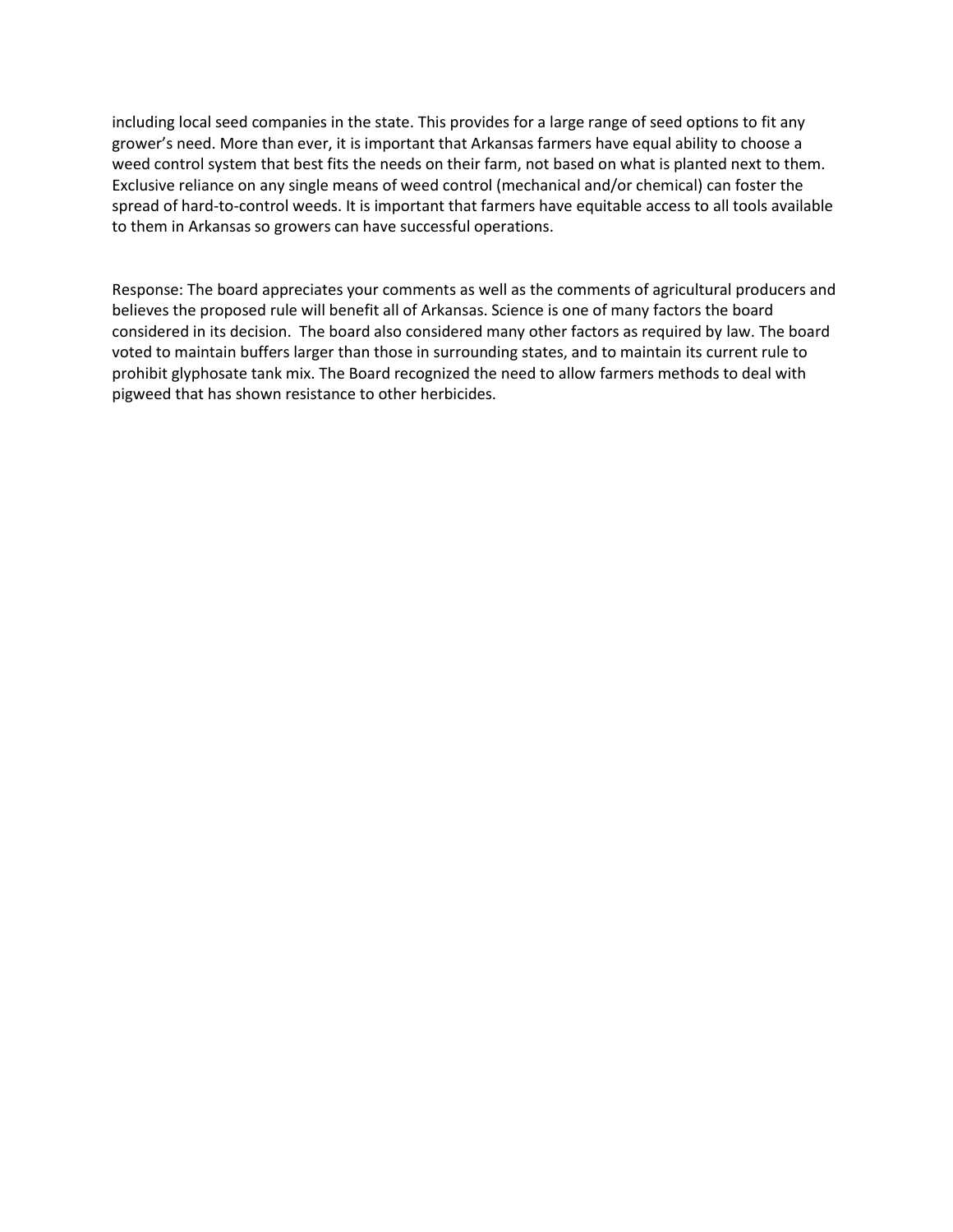including local seed companies in the state. This provides for a large range of seed options to fit any grower's need. More than ever, it is important that Arkansas farmers have equal ability to choose a weed control system that best fits the needs on their farm, not based on what is planted next to them. Exclusive reliance on any single means of weed control (mechanical and/or chemical) can foster the spread of hard-to-control weeds. It is important that farmers have equitable access to all tools available to them in Arkansas so growers can have successful operations.

Response: The board appreciates your comments as well as the comments of agricultural producers and believes the proposed rule will benefit all of Arkansas. Science is one of many factors the board considered in its decision. The board also considered many other factors as required by law. The board voted to maintain buffers larger than those in surrounding states, and to maintain its current rule to prohibit glyphosate tank mix. The Board recognized the need to allow farmers methods to deal with pigweed that has shown resistance to other herbicides.